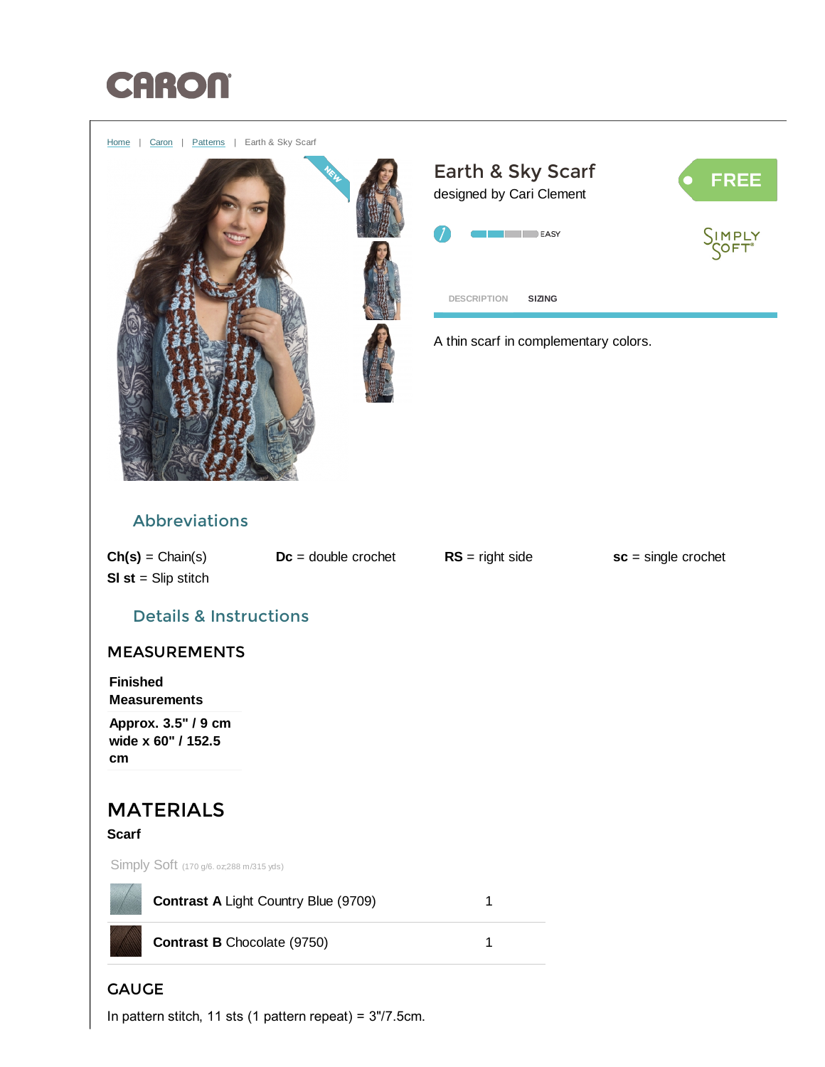CARON

Home | Caron | Patterns | Earth & Sky Scarf

# Earth & Sky Scarf

designed by Cari Clement

FREE

EASY

SIMPLY SOFT

DESCRIPTION SIZING

A thin scarf in complementary colors.

## Abbreviations

**Ch(s)** = Chain(s) **Dc** = double crochet **RS** = right side **sc** = single crochet
**Sl st** = Slip stitch

## Details & Instructions

### MEASUREMENTS

| Finished Measurements |
|---|
| Approx. 3.5" / 9 cm wide x 60" / 152.5 cm |

### MATERIALS

**Scarf**

Simply Soft (170 g/6. oz;288 m/315 yds)

| | |
|---|---|
| **Contrast A** Light Country Blue (9709) | 1 |
| **Contrast B** Chocolate (9750) | 1 |

### GAUGE

In pattern stitch, 11 sts (1 pattern repeat) = 3"/7.5cm.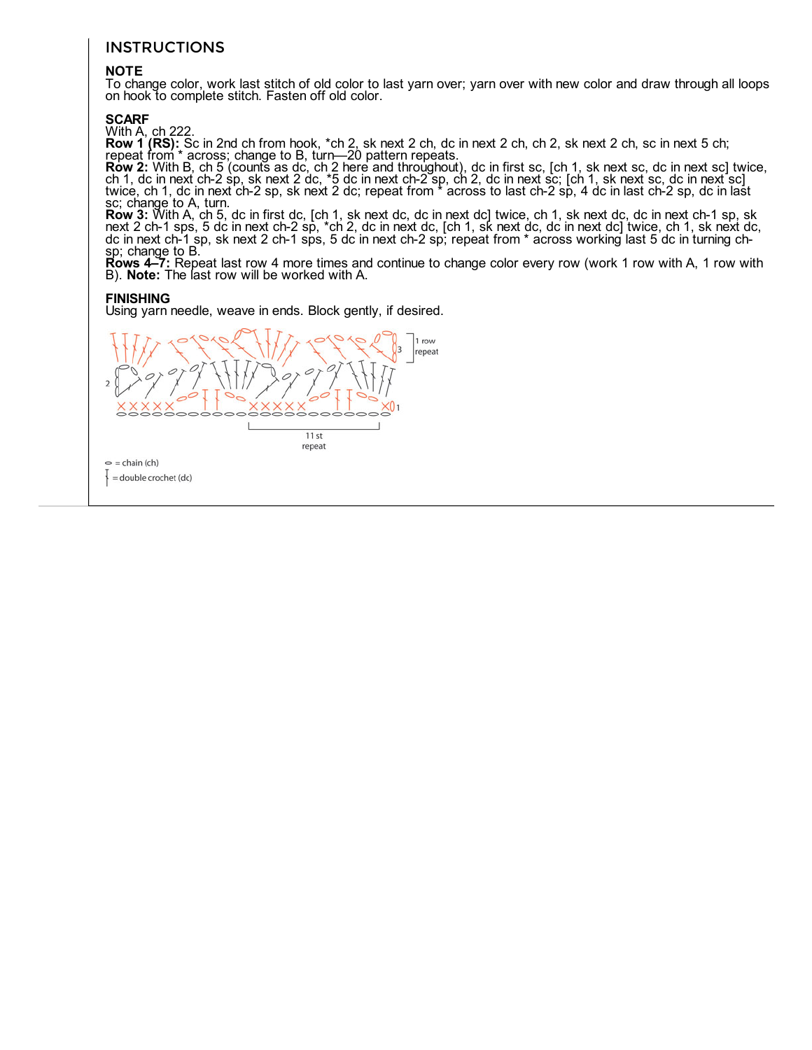## INSTRUCTIONS

### NOTE

To change color, work last stitch of old color to last yarn over; yarn over with new color and draw through all loops on hook to complete stitch. Fasten off old color.

### SCARF

With A, ch 222.

**Row 1 (RS):** Sc in 2nd ch from hook, *ch 2, sk next 2 ch, dc in next 2 ch, ch 2, sk next 2 ch, sc in next 5 ch; repeat from * across; change to B, turn—20 pattern repeats.

**Row 2:** With B, ch 5 (counts as dc, ch 2 here and throughout), dc in first sc, [ch 1, sk next sc, dc in next sc] twice, ch 1, dc in next ch-2 sp, sk next 2 dc, *5 dc in next ch-2 sp, ch 2, dc in next sc; [ch 1, sk next sc, dc in next sc] twice, ch 1, dc in next ch-2 sp, sk next 2 dc; repeat from * across to last ch-2 sp, 4 dc in last ch-2 sp, dc in last sc; change to A, turn.

**Row 3:** With A, ch 5, dc in first dc, [ch 1, sk next dc, dc in next dc] twice, ch 1, sk next dc, dc in next ch-1 sp, sk next 2 ch-1 sps, 5 dc in next ch-2 sp, *ch 2, dc in next dc, [ch 1, sk next dc, dc in next dc] twice, ch 1, sk next dc, dc in next ch-1 sp, sk next 2 ch-1 sps, 5 dc in next ch-2 sp; repeat from * across working last 5 dc in turning ch-sp; change to B.

**Rows 4–7:** Repeat last row 4 more times and continue to change color every row (work 1 row with A, 1 row with B). **Note:** The last row will be worked with A.

### FINISHING

Using yarn needle, weave in ends. Block gently, if desired.

3

1 row repeat

2

1

11 st repeat

= chain (ch)

= double crochet (dc)